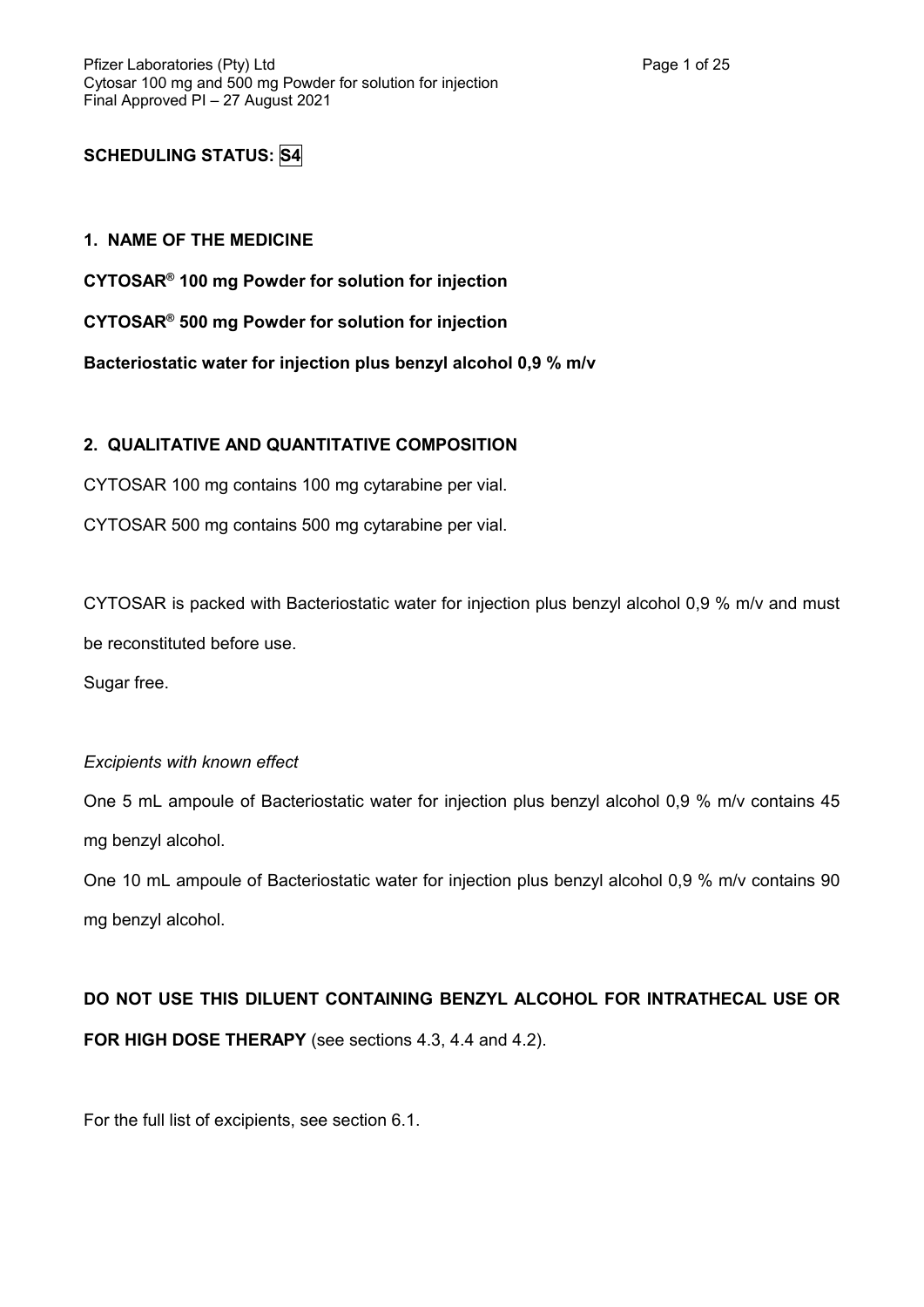**SCHEDULING STATUS: S4**

## 1. NAME OF THE MEDICINE

**CYTOSAR® 100 mg Powder for solution for injection**

**CYTOSAR® 500 mg Powder for solution for injection**

**Bacteriostatic water for injection plus benzyl alcohol 0,9 % m/v**

## 2. QUALITATIVE AND QUANTITATIVE COMPOSITION

CYTOSAR 100 mg contains 100 mg cytarabine per vial.

CYTOSAR 500 mg contains 500 mg cytarabine per vial.

CYTOSAR is packed with Bacteriostatic water for injection plus benzyl alcohol 0,9 % m/v and must be reconstituted before use.

Sugar free.

*Excipients with known effect*

One 5 mL ampoule of Bacteriostatic water for injection plus benzyl alcohol 0,9 % m/v contains 45 mg benzyl alcohol.

One 10 mL ampoule of Bacteriostatic water for injection plus benzyl alcohol 0,9 % m/v contains 90 mg benzyl alcohol.

**DO NOT USE THIS DILUENT CONTAINING BENZYL ALCOHOL FOR INTRATHECAL USE OR FOR HIGH DOSE THERAPY** (see sections 4.3, 4.4 and 4.2).

For the full list of excipients, see section 6.1.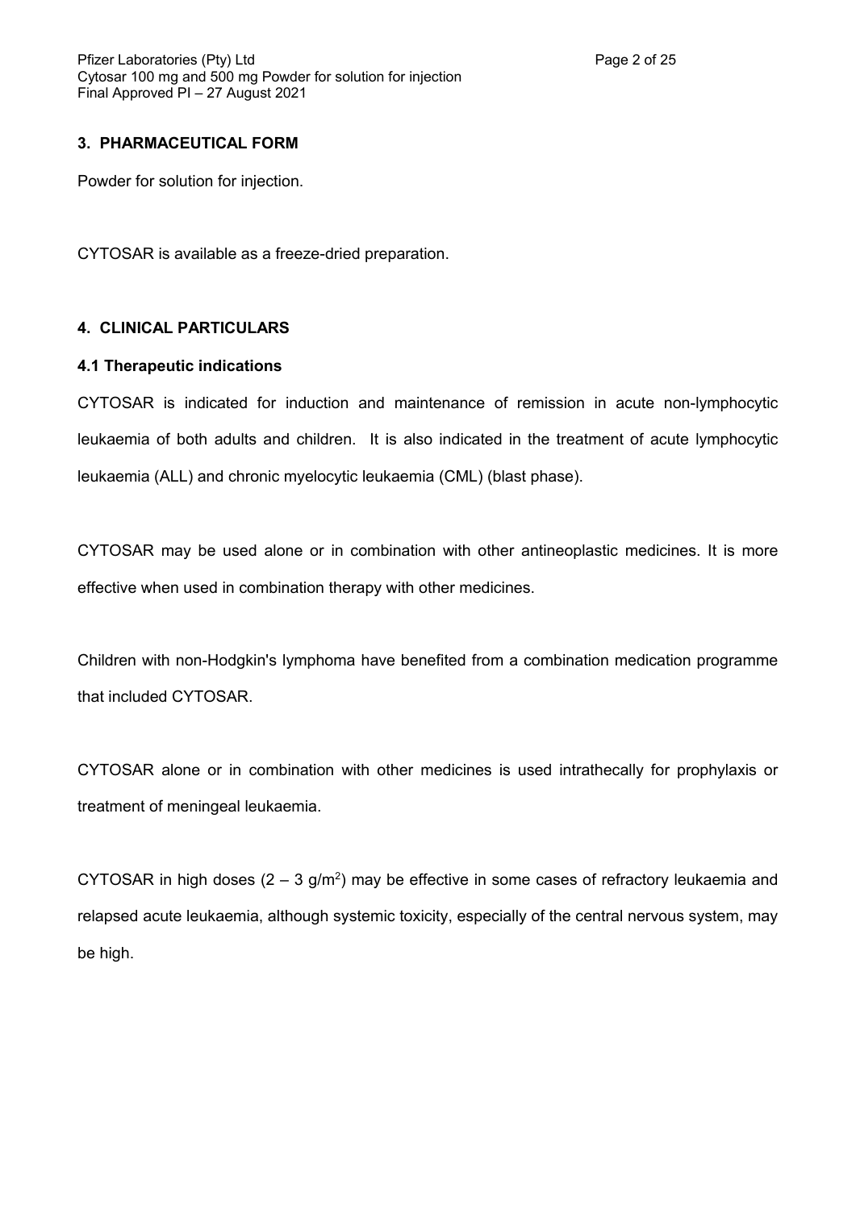## 3. PHARMACEUTICAL FORM

Powder for solution for injection.

CYTOSAR is available as a freeze-dried preparation.

## 4. CLINICAL PARTICULARS

### 4.1 Therapeutic indications

CYTOSAR is indicated for induction and maintenance of remission in acute non-lymphocytic leukaemia of both adults and children. It is also indicated in the treatment of acute lymphocytic leukaemia (ALL) and chronic myelocytic leukaemia (CML) (blast phase).

CYTOSAR may be used alone or in combination with other antineoplastic medicines. It is more effective when used in combination therapy with other medicines.

Children with non-Hodgkin's lymphoma have benefited from a combination medication programme that included CYTOSAR.

CYTOSAR alone or in combination with other medicines is used intrathecally for prophylaxis or treatment of meningeal leukaemia.

CYTOSAR in high doses ($2 – 3\ g/m^2$) may be effective in some cases of refractory leukaemia and relapsed acute leukaemia, although systemic toxicity, especially of the central nervous system, may be high.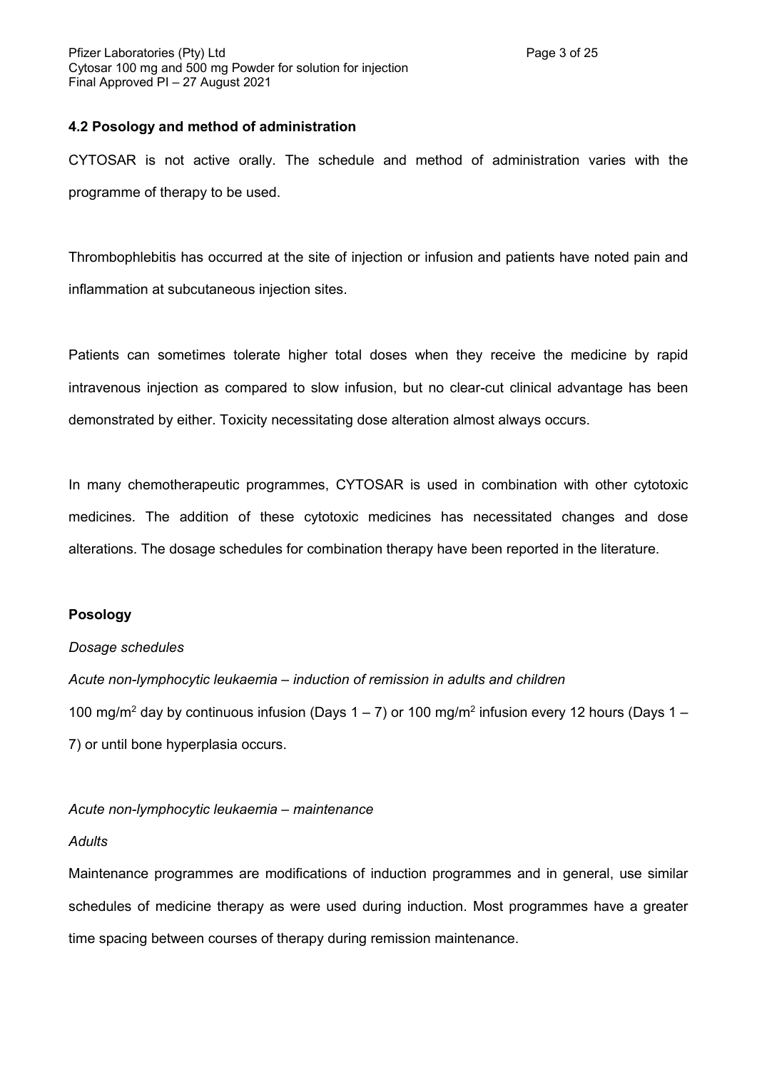### 4.2 Posology and method of administration

CYTOSAR is not active orally. The schedule and method of administration varies with the programme of therapy to be used.

Thrombophlebitis has occurred at the site of injection or infusion and patients have noted pain and inflammation at subcutaneous injection sites.

Patients can sometimes tolerate higher total doses when they receive the medicine by rapid intravenous injection as compared to slow infusion, but no clear-cut clinical advantage has been demonstrated by either. Toxicity necessitating dose alteration almost always occurs.

In many chemotherapeutic programmes, CYTOSAR is used in combination with other cytotoxic medicines. The addition of these cytotoxic medicines has necessitated changes and dose alterations. The dosage schedules for combination therapy have been reported in the literature.

**Posology**

*Dosage schedules*

*Acute non-lymphocytic leukaemia – induction of remission in adults and children*

100 mg/m$^2$ day by continuous infusion (Days 1 – 7) or 100 mg/m$^2$ infusion every 12 hours (Days 1 – 7) or until bone hyperplasia occurs.

*Acute non-lymphocytic leukaemia – maintenance*

*Adults*

Maintenance programmes are modifications of induction programmes and in general, use similar schedules of medicine therapy as were used during induction. Most programmes have a greater time spacing between courses of therapy during remission maintenance.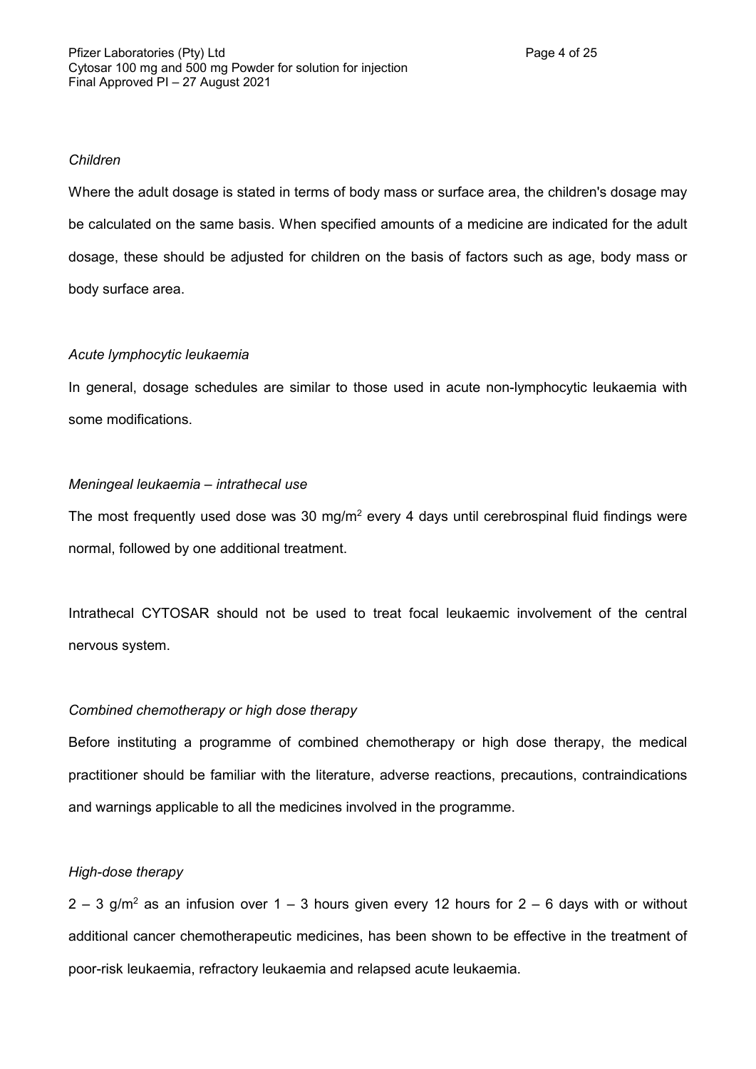*Children*

Where the adult dosage is stated in terms of body mass or surface area, the children's dosage may be calculated on the same basis. When specified amounts of a medicine are indicated for the adult dosage, these should be adjusted for children on the basis of factors such as age, body mass or body surface area.

*Acute lymphocytic leukaemia*

In general, dosage schedules are similar to those used in acute non-lymphocytic leukaemia with some modifications.

*Meningeal leukaemia – intrathecal use*

The most frequently used dose was 30 mg/$m^2$ every 4 days until cerebrospinal fluid findings were normal, followed by one additional treatment.

Intrathecal CYTOSAR should not be used to treat focal leukaemic involvement of the central nervous system.

*Combined chemotherapy or high dose therapy*

Before instituting a programme of combined chemotherapy or high dose therapy, the medical practitioner should be familiar with the literature, adverse reactions, precautions, contraindications and warnings applicable to all the medicines involved in the programme.

*High-dose therapy*

2 – 3 g/$m^2$ as an infusion over 1 – 3 hours given every 12 hours for 2 – 6 days with or without additional cancer chemotherapeutic medicines, has been shown to be effective in the treatment of poor-risk leukaemia, refractory leukaemia and relapsed acute leukaemia.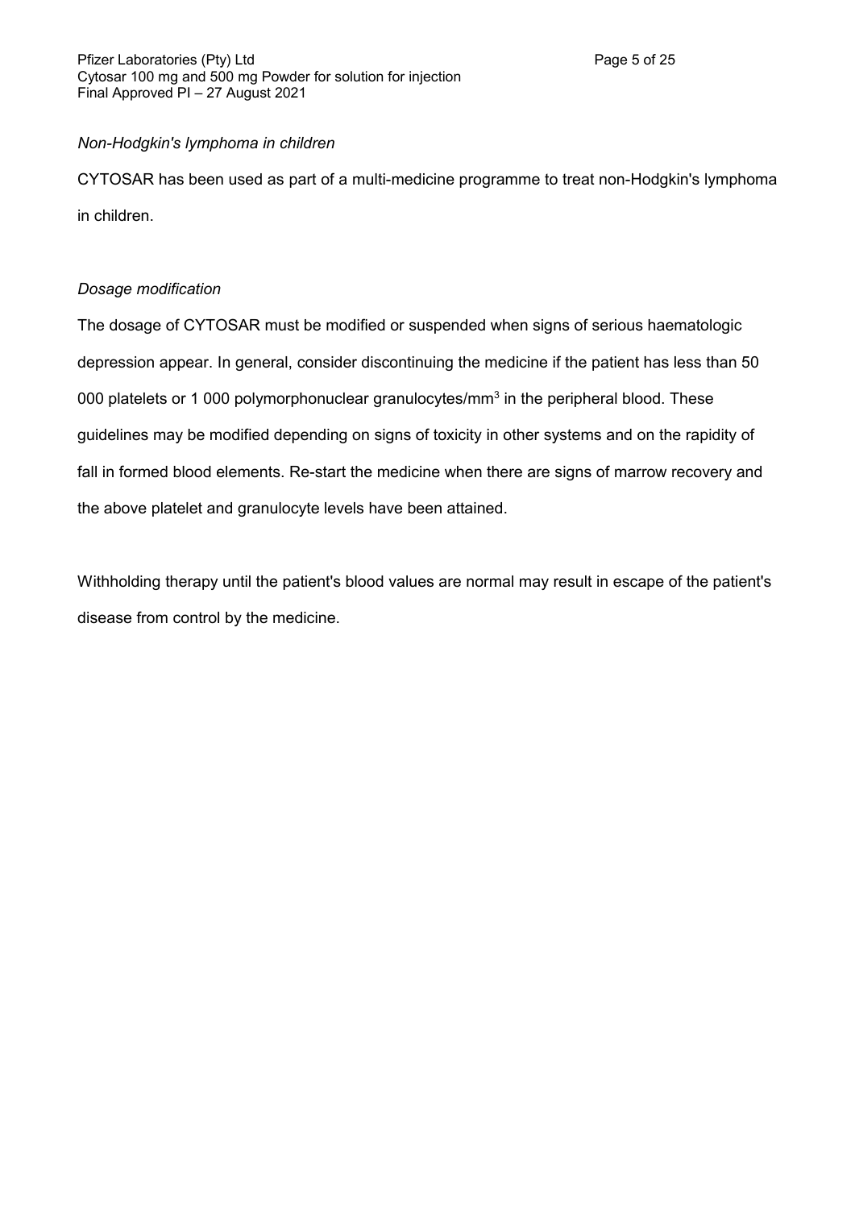*Non-Hodgkin's lymphoma in children*

CYTOSAR has been used as part of a multi-medicine programme to treat non-Hodgkin's lymphoma in children.

*Dosage modification*

The dosage of CYTOSAR must be modified or suspended when signs of serious haematologic depression appear. In general, consider discontinuing the medicine if the patient has less than 50 000 platelets or 1 000 polymorphonuclear granulocytes/$mm^3$ in the peripheral blood. These guidelines may be modified depending on signs of toxicity in other systems and on the rapidity of fall in formed blood elements. Re-start the medicine when there are signs of marrow recovery and the above platelet and granulocyte levels have been attained.

Withholding therapy until the patient's blood values are normal may result in escape of the patient's disease from control by the medicine.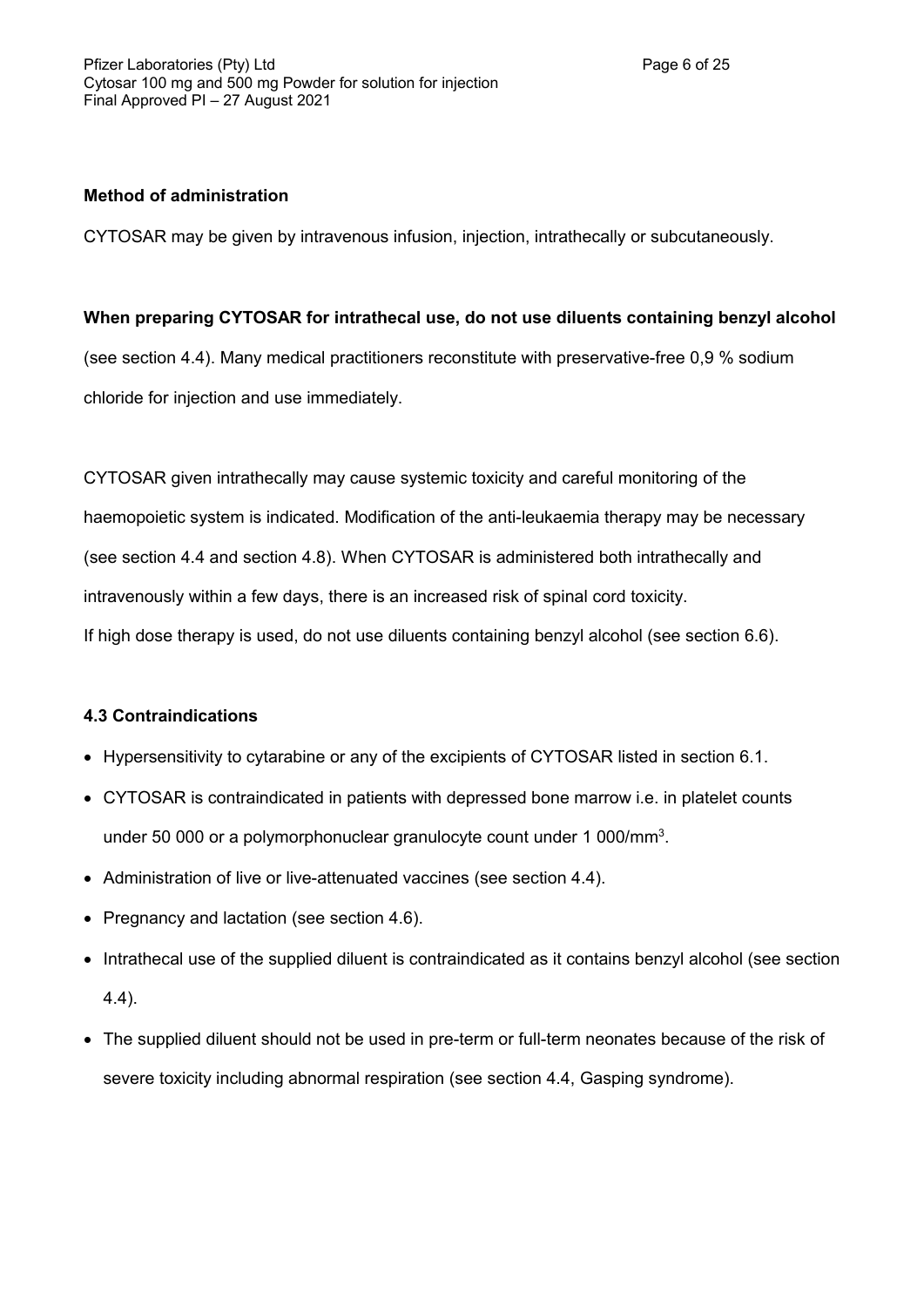**Method of administration**

CYTOSAR may be given by intravenous infusion, injection, intrathecally or subcutaneously.

**When preparing CYTOSAR for intrathecal use, do not use diluents containing benzyl alcohol** (see section 4.4). Many medical practitioners reconstitute with preservative-free 0,9 % sodium chloride for injection and use immediately.

CYTOSAR given intrathecally may cause systemic toxicity and careful monitoring of the haemopoietic system is indicated. Modification of the anti-leukaemia therapy may be necessary (see section 4.4 and section 4.8). When CYTOSAR is administered both intrathecally and intravenously within a few days, there is an increased risk of spinal cord toxicity.
If high dose therapy is used, do not use diluents containing benzyl alcohol (see section 6.6).

### 4.3 Contraindications

- Hypersensitivity to cytarabine or any of the excipients of CYTOSAR listed in section 6.1.
- CYTOSAR is contraindicated in patients with depressed bone marrow i.e. in platelet counts under 50 000 or a polymorphonuclear granulocyte count under 1 000/mm$^3$.
- Administration of live or live-attenuated vaccines (see section 4.4).
- Pregnancy and lactation (see section 4.6).
- Intrathecal use of the supplied diluent is contraindicated as it contains benzyl alcohol (see section 4.4).
- The supplied diluent should not be used in pre-term or full-term neonates because of the risk of severe toxicity including abnormal respiration (see section 4.4, Gasping syndrome).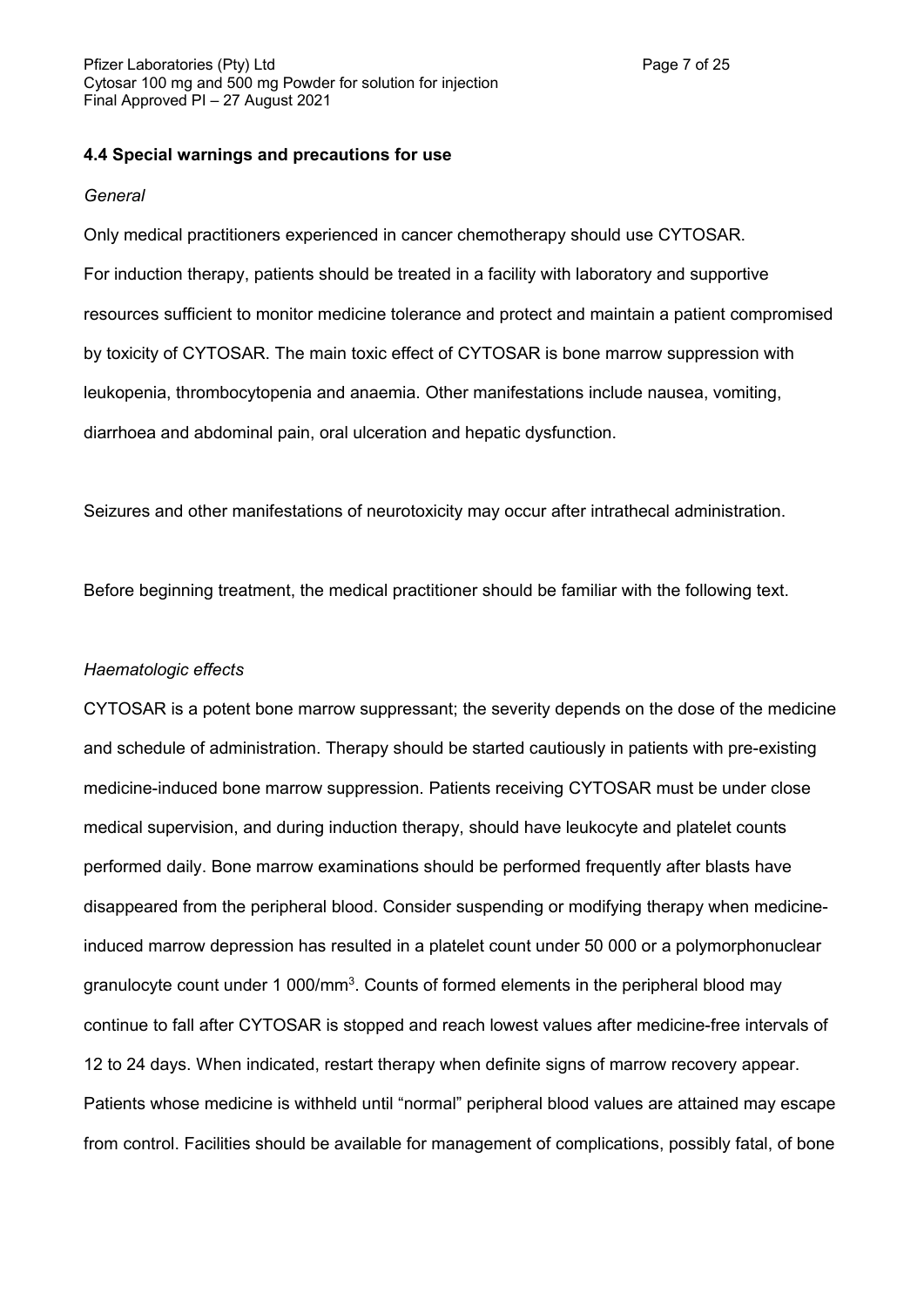### 4.4 Special warnings and precautions for use

*General*

Only medical practitioners experienced in cancer chemotherapy should use CYTOSAR.

For induction therapy, patients should be treated in a facility with laboratory and supportive resources sufficient to monitor medicine tolerance and protect and maintain a patient compromised by toxicity of CYTOSAR. The main toxic effect of CYTOSAR is bone marrow suppression with leukopenia, thrombocytopenia and anaemia. Other manifestations include nausea, vomiting, diarrhoea and abdominal pain, oral ulceration and hepatic dysfunction.

Seizures and other manifestations of neurotoxicity may occur after intrathecal administration.

Before beginning treatment, the medical practitioner should be familiar with the following text.

*Haematologic effects*

CYTOSAR is a potent bone marrow suppressant; the severity depends on the dose of the medicine and schedule of administration. Therapy should be started cautiously in patients with pre-existing medicine-induced bone marrow suppression. Patients receiving CYTOSAR must be under close medical supervision, and during induction therapy, should have leukocyte and platelet counts performed daily. Bone marrow examinations should be performed frequently after blasts have disappeared from the peripheral blood. Consider suspending or modifying therapy when medicine-induced marrow depression has resulted in a platelet count under 50 000 or a polymorphonuclear granulocyte count under 1 000/mm$^3$. Counts of formed elements in the peripheral blood may continue to fall after CYTOSAR is stopped and reach lowest values after medicine-free intervals of 12 to 24 days. When indicated, restart therapy when definite signs of marrow recovery appear. Patients whose medicine is withheld until "normal" peripheral blood values are attained may escape from control. Facilities should be available for management of complications, possibly fatal, of bone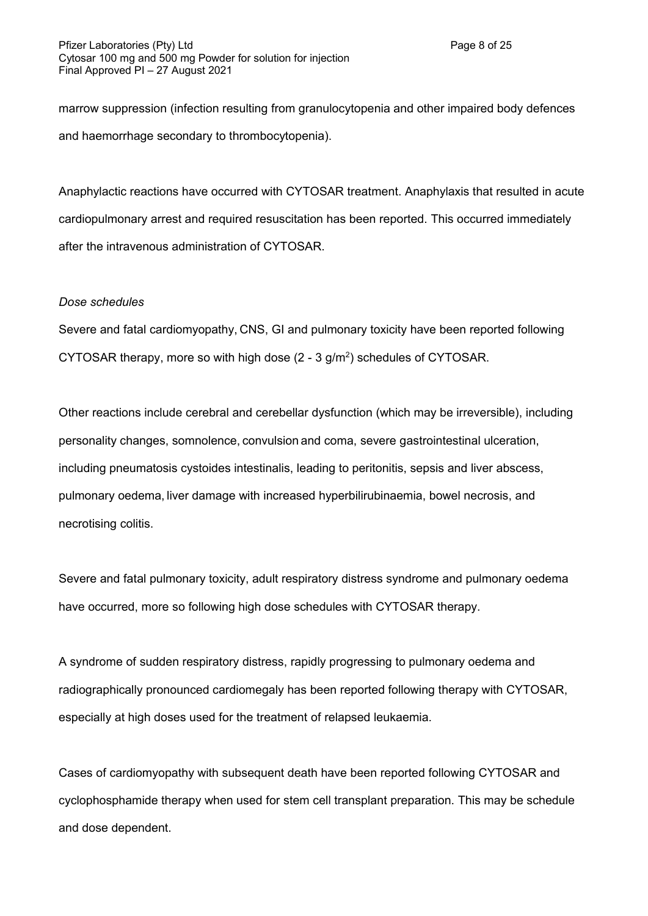marrow suppression (infection resulting from granulocytopenia and other impaired body defences and haemorrhage secondary to thrombocytopenia).

Anaphylactic reactions have occurred with CYTOSAR treatment. Anaphylaxis that resulted in acute cardiopulmonary arrest and required resuscitation has been reported. This occurred immediately after the intravenous administration of CYTOSAR.

*Dose schedules*

Severe and fatal cardiomyopathy, CNS, GI and pulmonary toxicity have been reported following CYTOSAR therapy, more so with high dose (2 - 3 g/$m^2$) schedules of CYTOSAR.

Other reactions include cerebral and cerebellar dysfunction (which may be irreversible), including personality changes, somnolence, convulsion and coma, severe gastrointestinal ulceration, including pneumatosis cystoides intestinalis, leading to peritonitis, sepsis and liver abscess, pulmonary oedema, liver damage with increased hyperbilirubinaemia, bowel necrosis, and necrotising colitis.

Severe and fatal pulmonary toxicity, adult respiratory distress syndrome and pulmonary oedema have occurred, more so following high dose schedules with CYTOSAR therapy.

A syndrome of sudden respiratory distress, rapidly progressing to pulmonary oedema and radiographically pronounced cardiomegaly has been reported following therapy with CYTOSAR, especially at high doses used for the treatment of relapsed leukaemia.

Cases of cardiomyopathy with subsequent death have been reported following CYTOSAR and cyclophosphamide therapy when used for stem cell transplant preparation. This may be schedule and dose dependent.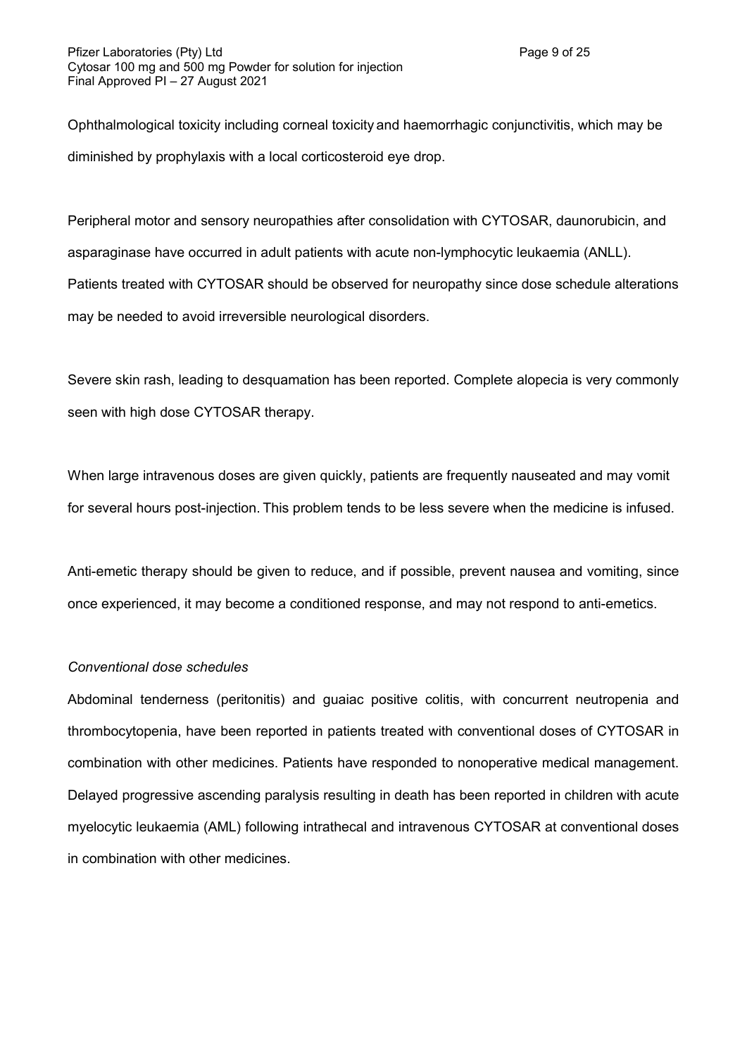Ophthalmological toxicity including corneal toxicity and haemorrhagic conjunctivitis, which may be diminished by prophylaxis with a local corticosteroid eye drop.

Peripheral motor and sensory neuropathies after consolidation with CYTOSAR, daunorubicin, and asparaginase have occurred in adult patients with acute non-lymphocytic leukaemia (ANLL). Patients treated with CYTOSAR should be observed for neuropathy since dose schedule alterations may be needed to avoid irreversible neurological disorders.

Severe skin rash, leading to desquamation has been reported. Complete alopecia is very commonly seen with high dose CYTOSAR therapy.

When large intravenous doses are given quickly, patients are frequently nauseated and may vomit for several hours post-injection. This problem tends to be less severe when the medicine is infused.

Anti-emetic therapy should be given to reduce, and if possible, prevent nausea and vomiting, since once experienced, it may become a conditioned response, and may not respond to anti-emetics.

*Conventional dose schedules*

Abdominal tenderness (peritonitis) and guaiac positive colitis, with concurrent neutropenia and thrombocytopenia, have been reported in patients treated with conventional doses of CYTOSAR in combination with other medicines. Patients have responded to nonoperative medical management. Delayed progressive ascending paralysis resulting in death has been reported in children with acute myelocytic leukaemia (AML) following intrathecal and intravenous CYTOSAR at conventional doses in combination with other medicines.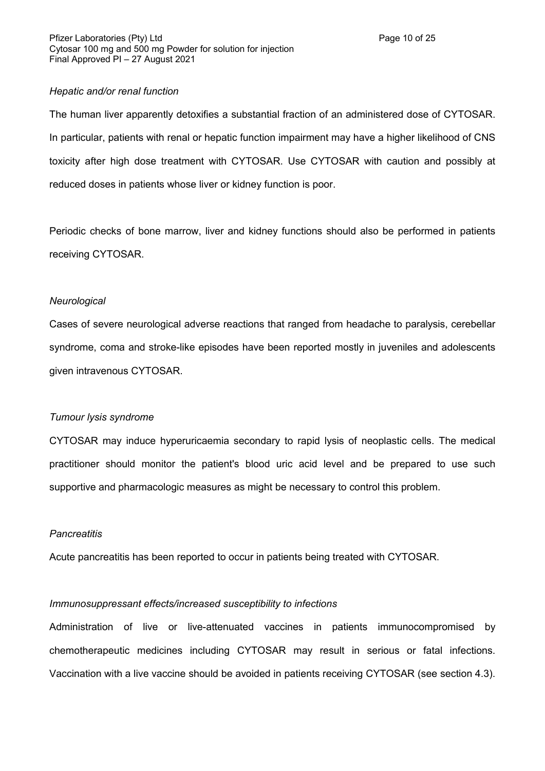*Hepatic and/or renal function*

The human liver apparently detoxifies a substantial fraction of an administered dose of CYTOSAR. In particular, patients with renal or hepatic function impairment may have a higher likelihood of CNS toxicity after high dose treatment with CYTOSAR. Use CYTOSAR with caution and possibly at reduced doses in patients whose liver or kidney function is poor.

Periodic checks of bone marrow, liver and kidney functions should also be performed in patients receiving CYTOSAR.

*Neurological*

Cases of severe neurological adverse reactions that ranged from headache to paralysis, cerebellar syndrome, coma and stroke-like episodes have been reported mostly in juveniles and adolescents given intravenous CYTOSAR.

*Tumour lysis syndrome*

CYTOSAR may induce hyperuricaemia secondary to rapid lysis of neoplastic cells. The medical practitioner should monitor the patient's blood uric acid level and be prepared to use such supportive and pharmacologic measures as might be necessary to control this problem.

*Pancreatitis*

Acute pancreatitis has been reported to occur in patients being treated with CYTOSAR.

*Immunosuppressant effects/increased susceptibility to infections*

Administration of live or live-attenuated vaccines in patients immunocompromised by chemotherapeutic medicines including CYTOSAR may result in serious or fatal infections. Vaccination with a live vaccine should be avoided in patients receiving CYTOSAR (see section 4.3).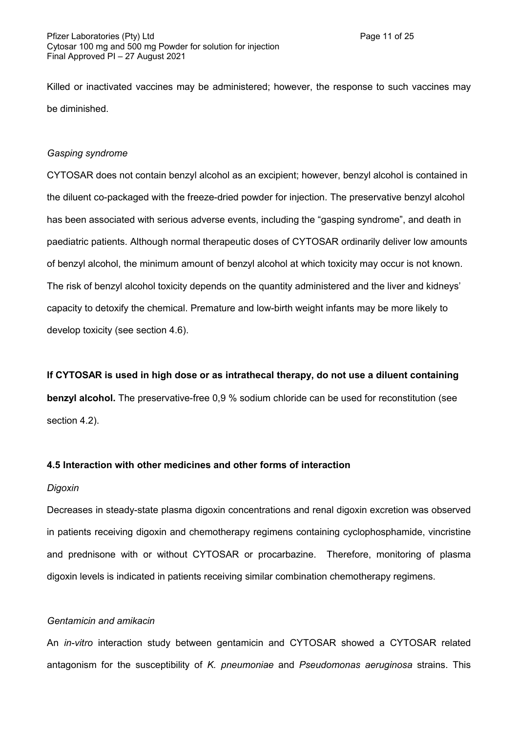Killed or inactivated vaccines may be administered; however, the response to such vaccines may be diminished.

*Gasping syndrome*

CYTOSAR does not contain benzyl alcohol as an excipient; however, benzyl alcohol is contained in the diluent co-packaged with the freeze-dried powder for injection. The preservative benzyl alcohol has been associated with serious adverse events, including the "gasping syndrome", and death in paediatric patients. Although normal therapeutic doses of CYTOSAR ordinarily deliver low amounts of benzyl alcohol, the minimum amount of benzyl alcohol at which toxicity may occur is not known. The risk of benzyl alcohol toxicity depends on the quantity administered and the liver and kidneys' capacity to detoxify the chemical. Premature and low-birth weight infants may be more likely to develop toxicity (see section 4.6).

**If CYTOSAR is used in high dose or as intrathecal therapy, do not use a diluent containing benzyl alcohol.** The preservative-free 0,9 % sodium chloride can be used for reconstitution (see section 4.2).

### 4.5 Interaction with other medicines and other forms of interaction

*Digoxin*

Decreases in steady-state plasma digoxin concentrations and renal digoxin excretion was observed in patients receiving digoxin and chemotherapy regimens containing cyclophosphamide, vincristine and prednisone with or without CYTOSAR or procarbazine. Therefore, monitoring of plasma digoxin levels is indicated in patients receiving similar combination chemotherapy regimens.

*Gentamicin and amikacin*

An *in-vitro* interaction study between gentamicin and CYTOSAR showed a CYTOSAR related antagonism for the susceptibility of *K. pneumoniae* and *Pseudomonas aeruginosa* strains. This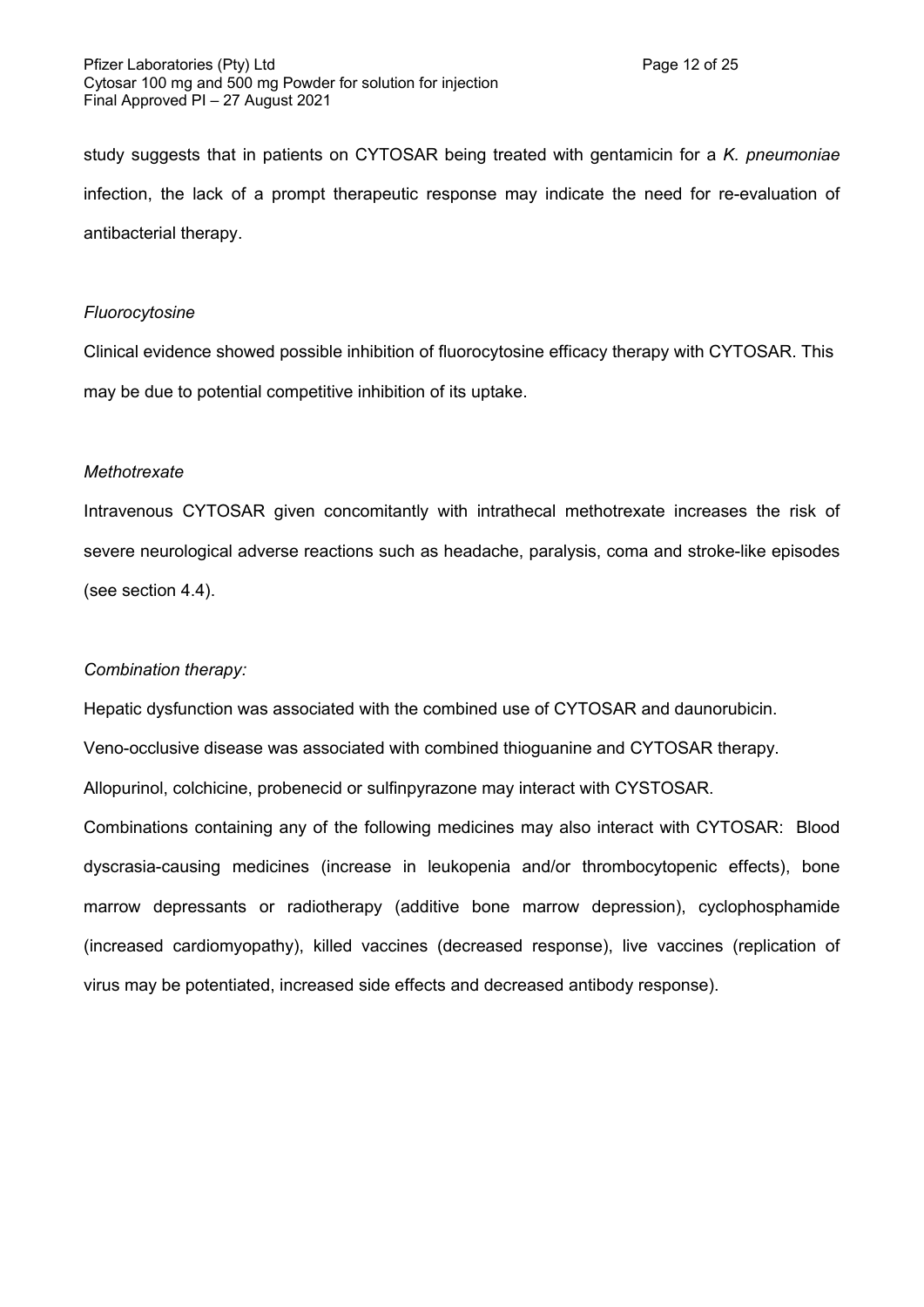study suggests that in patients on CYTOSAR being treated with gentamicin for a *K. pneumoniae* infection, the lack of a prompt therapeutic response may indicate the need for re-evaluation of antibacterial therapy.

*Fluorocytosine*

Clinical evidence showed possible inhibition of fluorocytosine efficacy therapy with CYTOSAR. This may be due to potential competitive inhibition of its uptake.

*Methotrexate*

Intravenous CYTOSAR given concomitantly with intrathecal methotrexate increases the risk of severe neurological adverse reactions such as headache, paralysis, coma and stroke-like episodes (see section 4.4).

*Combination therapy:*

Hepatic dysfunction was associated with the combined use of CYTOSAR and daunorubicin.

Veno-occlusive disease was associated with combined thioguanine and CYTOSAR therapy.

Allopurinol, colchicine, probenecid or sulfinpyrazone may interact with CYSTOSAR.

Combinations containing any of the following medicines may also interact with CYTOSAR: Blood dyscrasia-causing medicines (increase in leukopenia and/or thrombocytopenic effects), bone marrow depressants or radiotherapy (additive bone marrow depression), cyclophosphamide (increased cardiomyopathy), killed vaccines (decreased response), live vaccines (replication of virus may be potentiated, increased side effects and decreased antibody response).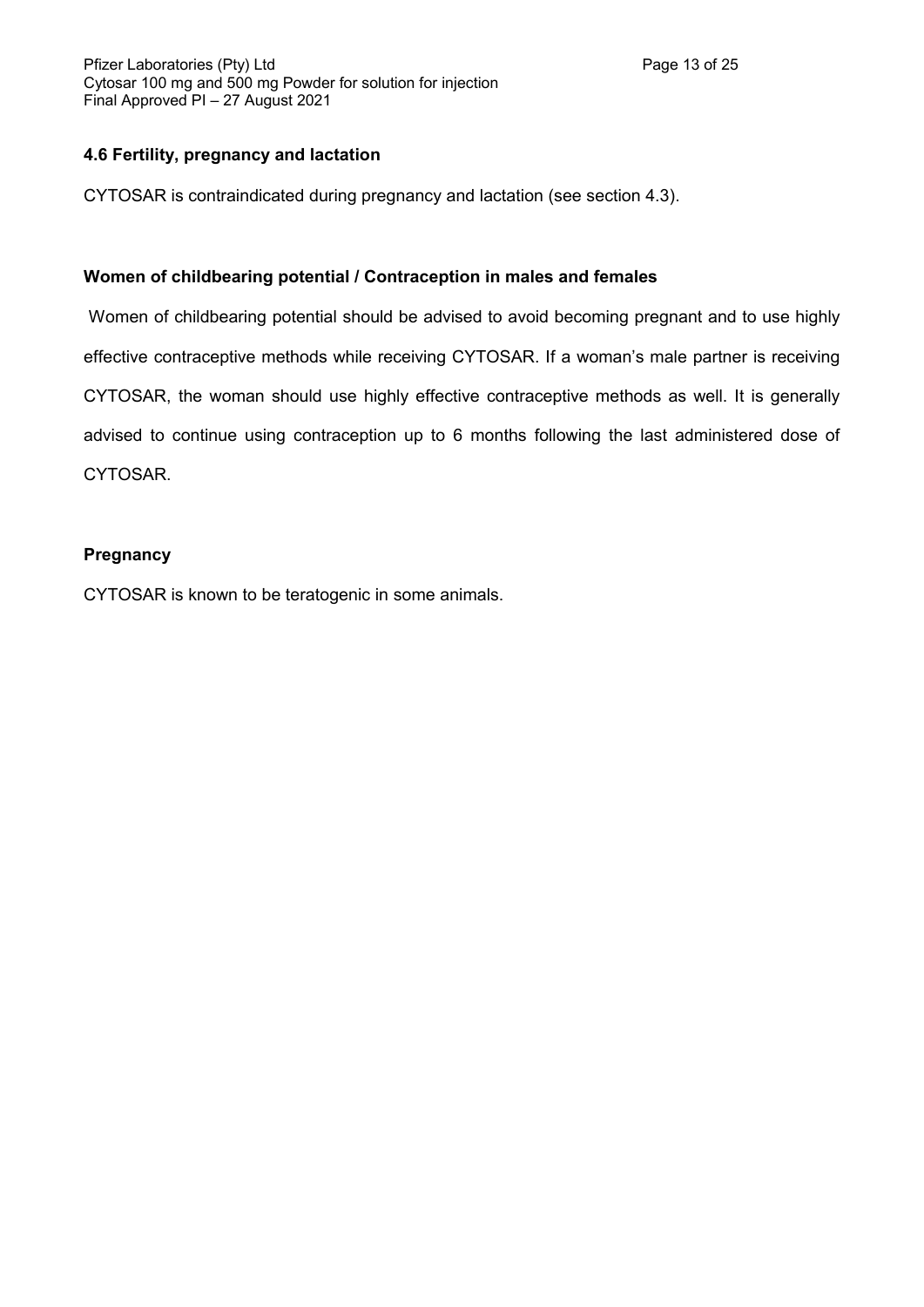### 4.6 Fertility, pregnancy and lactation

CYTOSAR is contraindicated during pregnancy and lactation (see section 4.3).

**Women of childbearing potential / Contraception in males and females**

Women of childbearing potential should be advised to avoid becoming pregnant and to use highly effective contraceptive methods while receiving CYTOSAR. If a woman's male partner is receiving CYTOSAR, the woman should use highly effective contraceptive methods as well. It is generally advised to continue using contraception up to 6 months following the last administered dose of CYTOSAR.

**Pregnancy**

CYTOSAR is known to be teratogenic in some animals.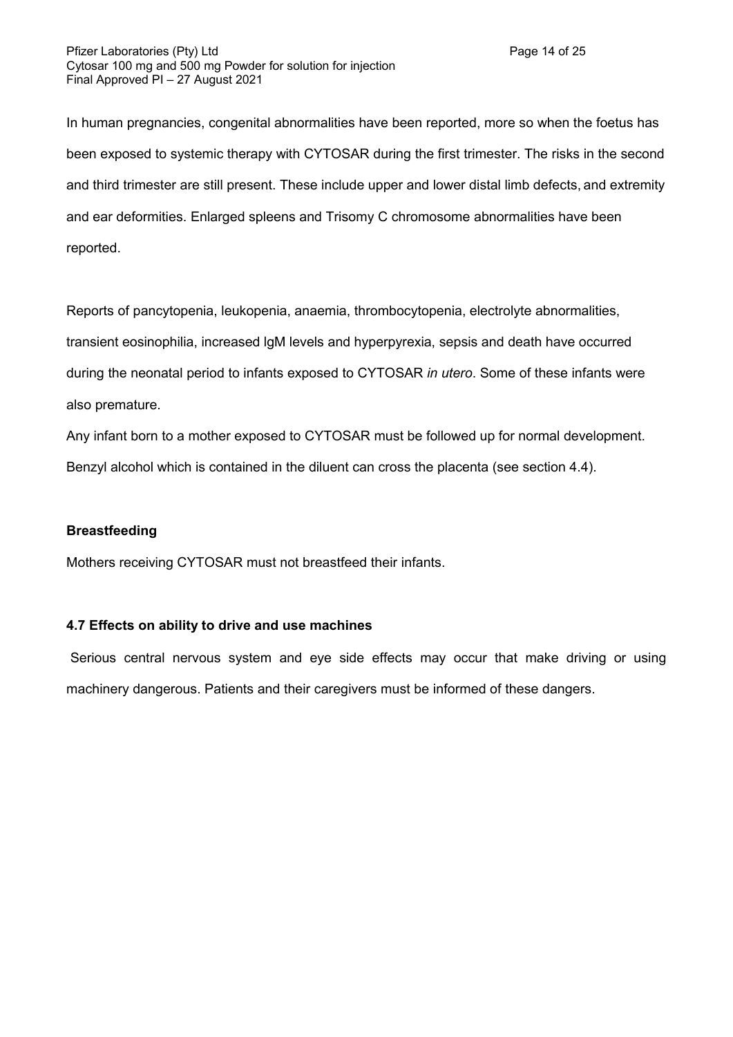In human pregnancies, congenital abnormalities have been reported, more so when the foetus has been exposed to systemic therapy with CYTOSAR during the first trimester. The risks in the second and third trimester are still present. These include upper and lower distal limb defects, and extremity and ear deformities. Enlarged spleens and Trisomy C chromosome abnormalities have been reported.

Reports of pancytopenia, leukopenia, anaemia, thrombocytopenia, electrolyte abnormalities, transient eosinophilia, increased IgM levels and hyperpyrexia, sepsis and death have occurred during the neonatal period to infants exposed to CYTOSAR *in utero*. Some of these infants were also premature.

Any infant born to a mother exposed to CYTOSAR must be followed up for normal development.

Benzyl alcohol which is contained in the diluent can cross the placenta (see section 4.4).

**Breastfeeding**

Mothers receiving CYTOSAR must not breastfeed their infants.

### 4.7 Effects on ability to drive and use machines

Serious central nervous system and eye side effects may occur that make driving or using machinery dangerous. Patients and their caregivers must be informed of these dangers.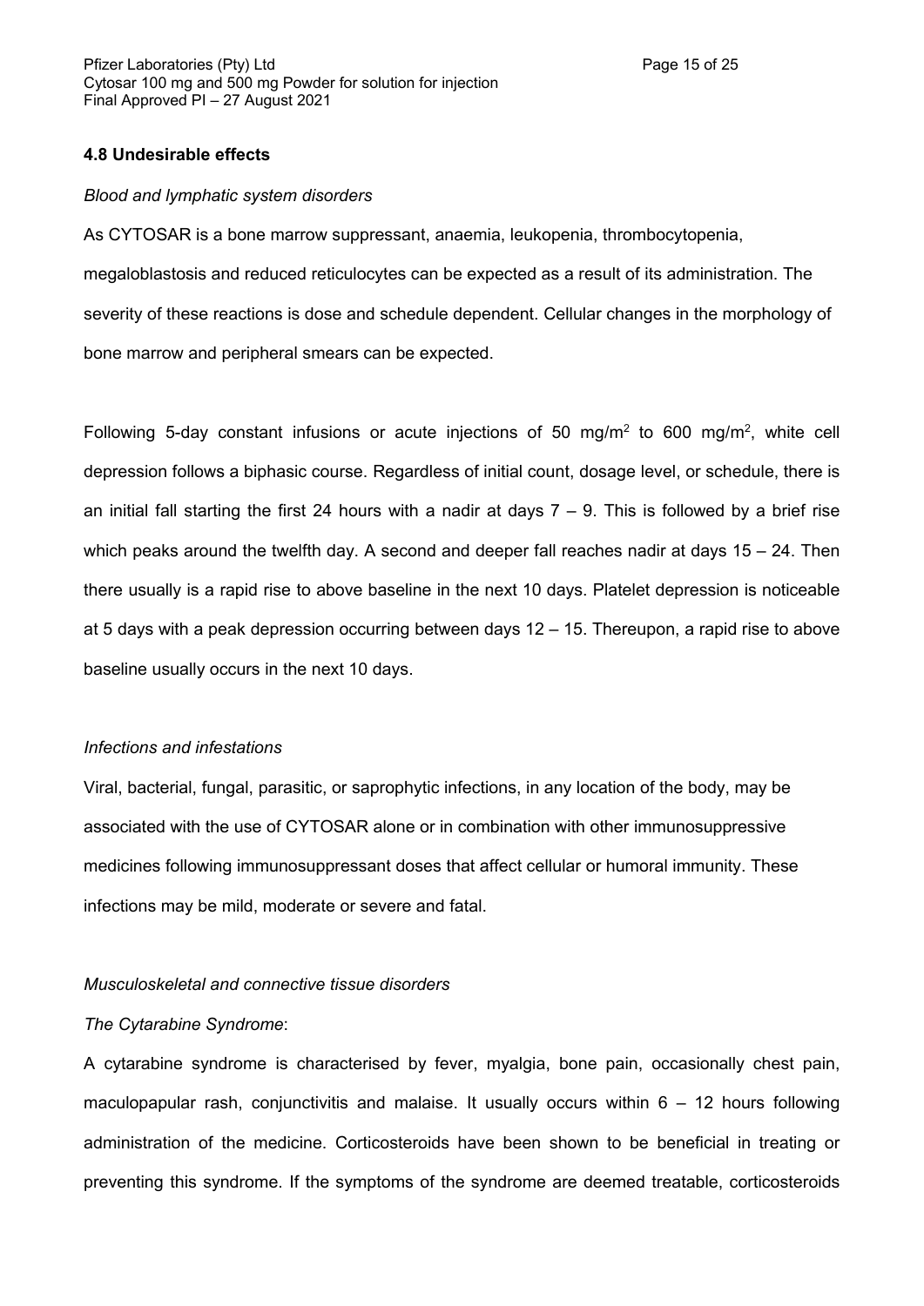### 4.8 Undesirable effects

*Blood and lymphatic system disorders*

As CYTOSAR is a bone marrow suppressant, anaemia, leukopenia, thrombocytopenia, megaloblastosis and reduced reticulocytes can be expected as a result of its administration. The severity of these reactions is dose and schedule dependent. Cellular changes in the morphology of bone marrow and peripheral smears can be expected.

Following 5-day constant infusions or acute injections of 50 mg/m$^2$ to 600 mg/m$^2$, white cell depression follows a biphasic course. Regardless of initial count, dosage level, or schedule, there is an initial fall starting the first 24 hours with a nadir at days 7 – 9. This is followed by a brief rise which peaks around the twelfth day. A second and deeper fall reaches nadir at days 15 – 24. Then there usually is a rapid rise to above baseline in the next 10 days. Platelet depression is noticeable at 5 days with a peak depression occurring between days 12 – 15. Thereupon, a rapid rise to above baseline usually occurs in the next 10 days.

*Infections and infestations*

Viral, bacterial, fungal, parasitic, or saprophytic infections, in any location of the body, may be associated with the use of CYTOSAR alone or in combination with other immunosuppressive medicines following immunosuppressant doses that affect cellular or humoral immunity. These infections may be mild, moderate or severe and fatal.

*Musculoskeletal and connective tissue disorders*

*The Cytarabine Syndrome*:

A cytarabine syndrome is characterised by fever, myalgia, bone pain, occasionally chest pain, maculopapular rash, conjunctivitis and malaise. It usually occurs within 6 – 12 hours following administration of the medicine. Corticosteroids have been shown to be beneficial in treating or preventing this syndrome. If the symptoms of the syndrome are deemed treatable, corticosteroids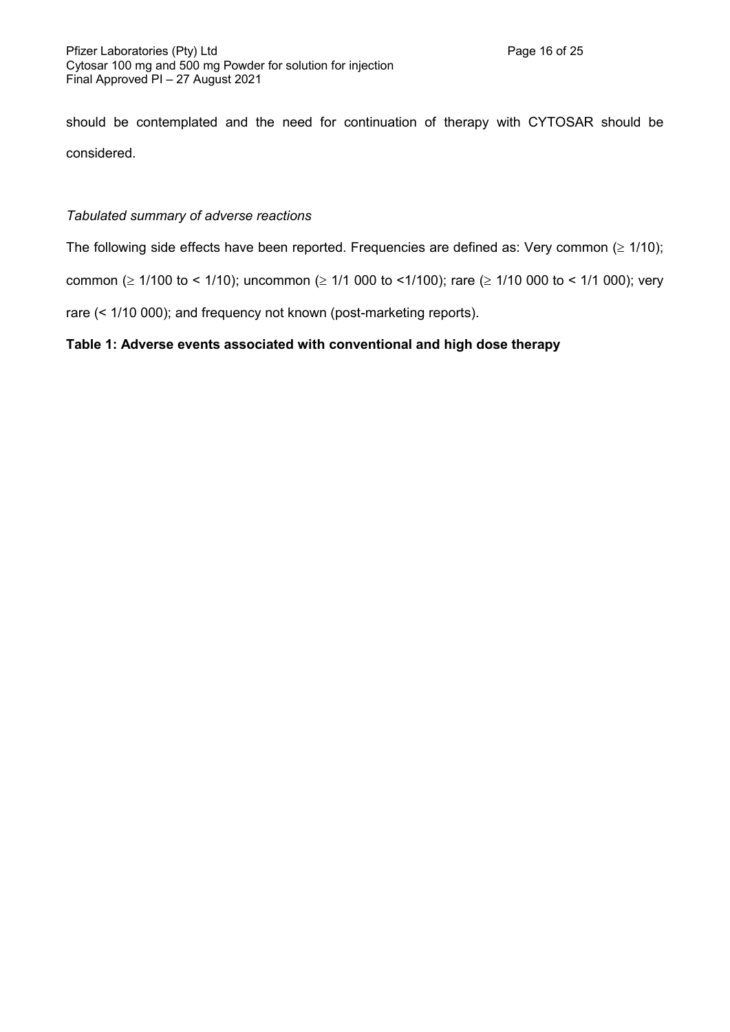should be contemplated and the need for continuation of therapy with CYTOSAR should be considered.

*Tabulated summary of adverse reactions*

The following side effects have been reported. Frequencies are defined as: Very common ($\geq$ 1/10); common ($\geq$ 1/100 to < 1/10); uncommon ($\geq$ 1/1 000 to <1/100); rare ($\geq$ 1/10 000 to < 1/1 000); very rare (< 1/10 000); and frequency not known (post-marketing reports).

**Table 1: Adverse events associated with conventional and high dose therapy**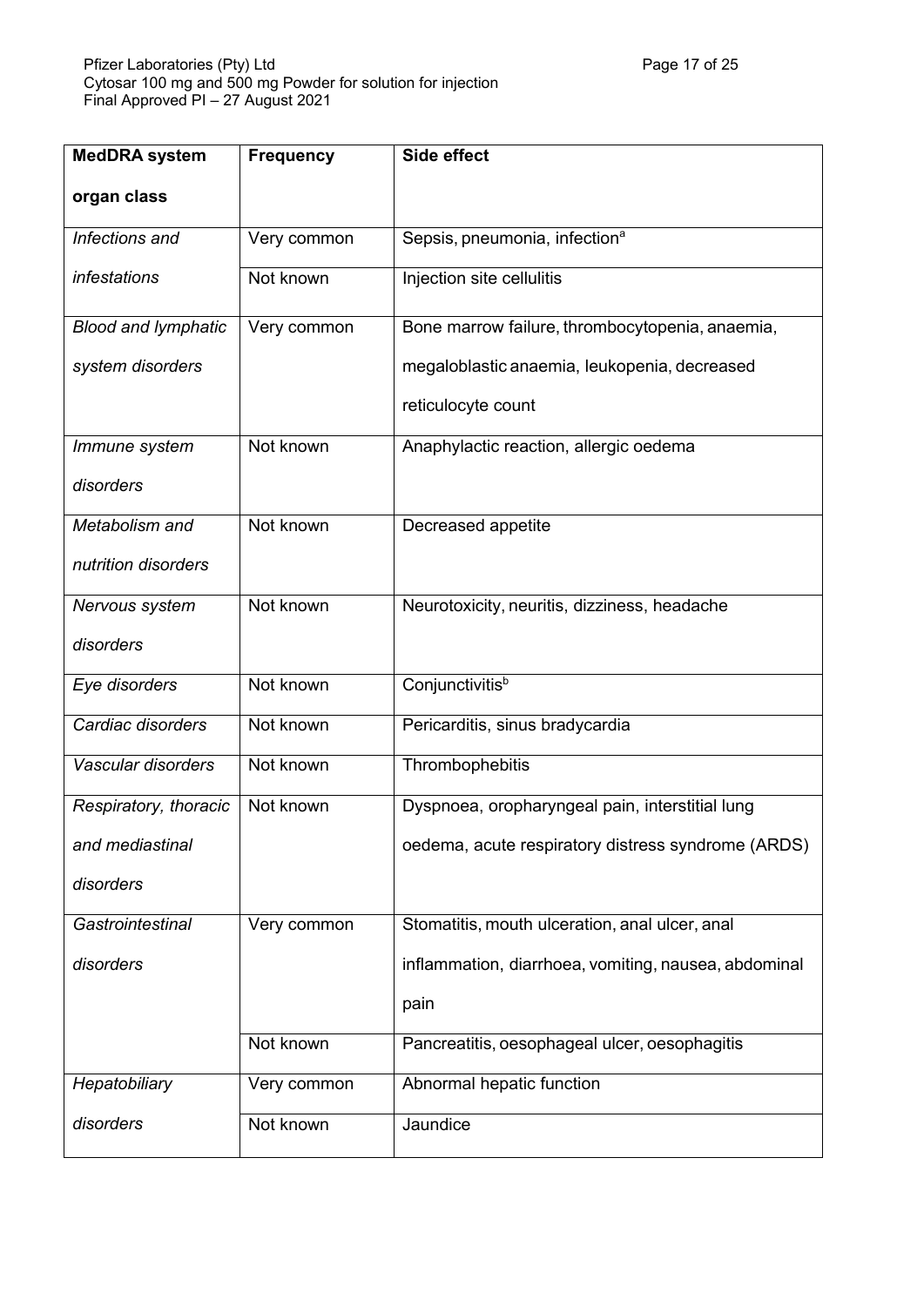| MedDRA system organ class | Frequency | Side effect |
|---|---|---|
| *Infections and infestations* | Very common | Sepsis, pneumonia, infection[a] |
| | Not known | Injection site cellulitis |
| *Blood and lymphatic system disorders* | Very common | Bone marrow failure, thrombocytopenia, anaemia, megaloblastic anaemia, leukopenia, decreased reticulocyte count |
| *Immune system disorders* | Not known | Anaphylactic reaction, allergic oedema |
| *Metabolism and nutrition disorders* | Not known | Decreased appetite |
| *Nervous system disorders* | Not known | Neurotoxicity, neuritis, dizziness, headache |
| *Eye disorders* | Not known | Conjunctivitis[b] |
| *Cardiac disorders* | Not known | Pericarditis, sinus bradycardia |
| *Vascular disorders* | Not known | Thrombophebitis |
| *Respiratory, thoracic and mediastinal disorders* | Not known | Dyspnoea, oropharyngeal pain, interstitial lung oedema, acute respiratory distress syndrome (ARDS) |
| *Gastrointestinal disorders* | Very common | Stomatitis, mouth ulceration, anal ulcer, anal inflammation, diarrhoea, vomiting, nausea, abdominal pain |
| | Not known | Pancreatitis, oesophageal ulcer, oesophagitis |
| *Hepatobiliary disorders* | Very common | Abnormal hepatic function |
| | Not known | Jaundice |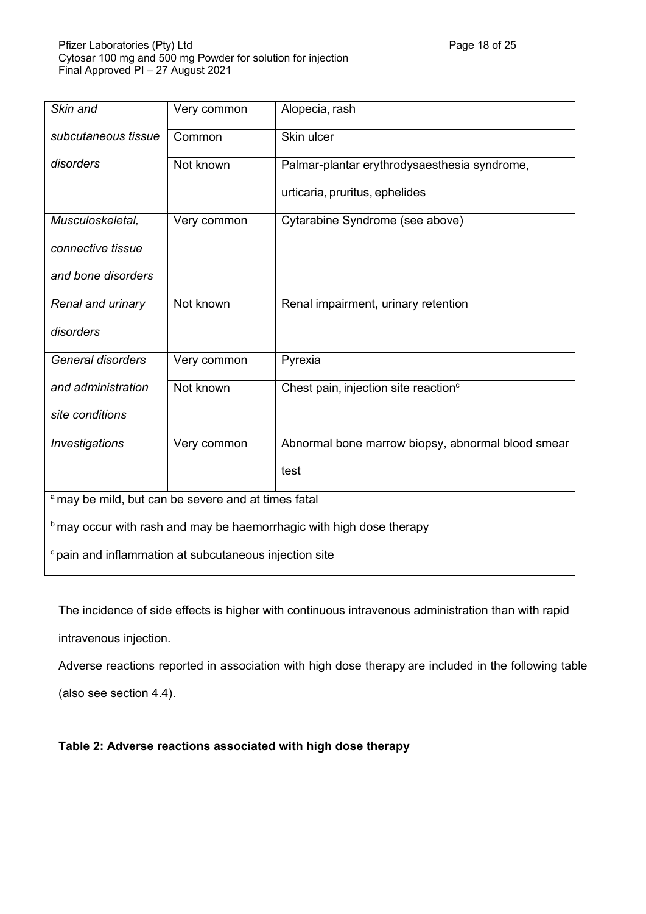| | | |
|---|---|---|
| *Skin and subcutaneous tissue disorders* | Very common | Alopecia, rash |
| | Common | Skin ulcer |
| | Not known | Palmar-plantar erythrodysaesthesia syndrome, urticaria, pruritus, ephelides |
| *Musculoskeletal, connective tissue and bone disorders* | Very common | Cytarabine Syndrome (see above) |
| *Renal and urinary disorders* | Not known | Renal impairment, urinary retention |
| *General disorders and administration site conditions* | Very common | Pyrexia |
| | Not known | Chest pain, injection site reaction[c] |
| *Investigations* | Very common | Abnormal bone marrow biopsy, abnormal blood smear test |

[a] may be mild, but can be severe and at times fatal

[b] may occur with rash and may be haemorrhagic with high dose therapy

[c] pain and inflammation at subcutaneous injection site

The incidence of side effects is higher with continuous intravenous administration than with rapid intravenous injection.

Adverse reactions reported in association with high dose therapy are included in the following table (also see section 4.4).

**Table 2: Adverse reactions associated with high dose therapy**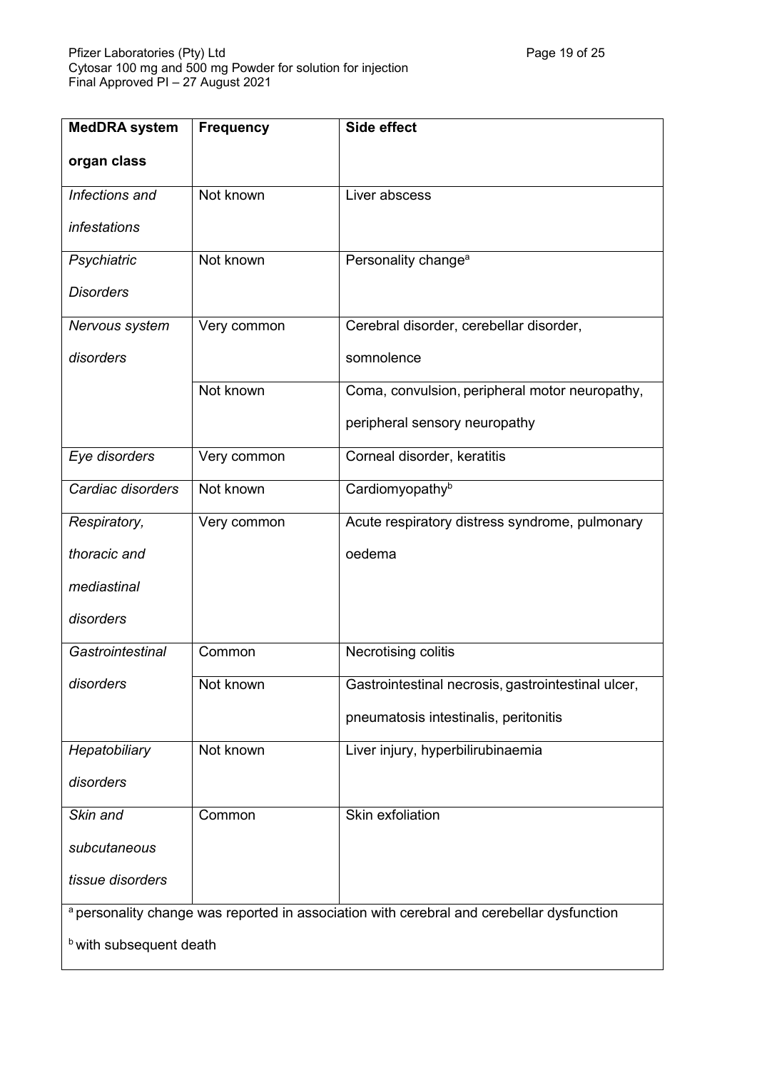| MedDRA system organ class | Frequency | Side effect |
|---|---|---|
| *Infections and infestations* | Not known | Liver abscess |
| *Psychiatric Disorders* | Not known | Personality change[a] |
| *Nervous system disorders* | Very common | Cerebral disorder, cerebellar disorder, somnolence |
| | Not known | Coma, convulsion, peripheral motor neuropathy, peripheral sensory neuropathy |
| *Eye disorders* | Very common | Corneal disorder, keratitis |
| *Cardiac disorders* | Not known | Cardiomyopathy[b] |
| *Respiratory, thoracic and mediastinal disorders* | Very common | Acute respiratory distress syndrome, pulmonary oedema |
| *Gastrointestinal disorders* | Common | Necrotising colitis |
| | Not known | Gastrointestinal necrosis, gastrointestinal ulcer, pneumatosis intestinalis, peritonitis |
| *Hepatobiliary disorders* | Not known | Liver injury, hyperbilirubinaemia |
| *Skin and subcutaneous tissue disorders* | Common | Skin exfoliation |

[a] personality change was reported in association with cerebral and cerebellar dysfunction

[b] with subsequent death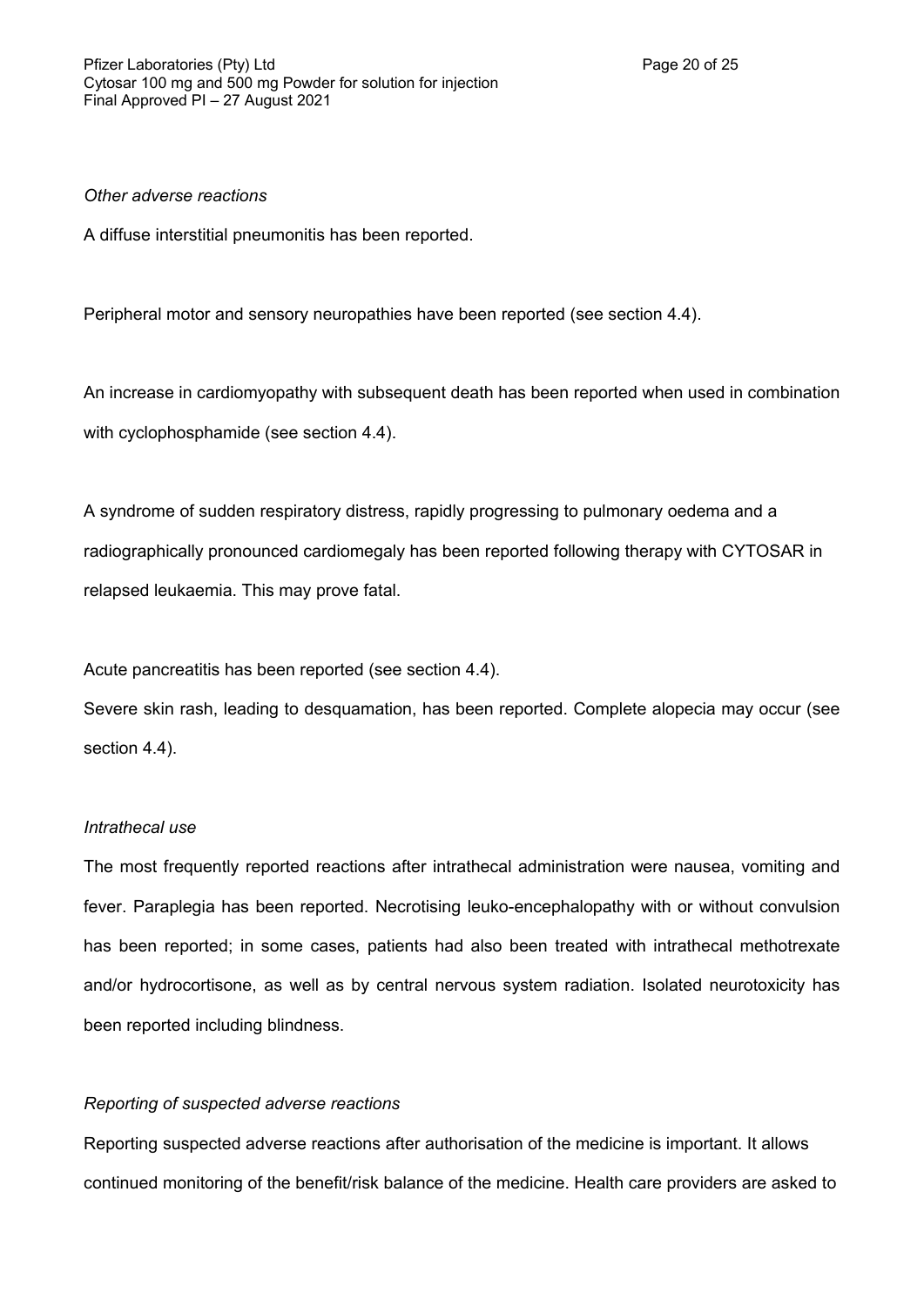*Other adverse reactions*

A diffuse interstitial pneumonitis has been reported.

Peripheral motor and sensory neuropathies have been reported (see section 4.4).

An increase in cardiomyopathy with subsequent death has been reported when used in combination with cyclophosphamide (see section 4.4).

A syndrome of sudden respiratory distress, rapidly progressing to pulmonary oedema and a radiographically pronounced cardiomegaly has been reported following therapy with CYTOSAR in relapsed leukaemia. This may prove fatal.

Acute pancreatitis has been reported (see section 4.4).

Severe skin rash, leading to desquamation, has been reported. Complete alopecia may occur (see section 4.4).

*Intrathecal use*

The most frequently reported reactions after intrathecal administration were nausea, vomiting and fever. Paraplegia has been reported. Necrotising leuko-encephalopathy with or without convulsion has been reported; in some cases, patients had also been treated with intrathecal methotrexate and/or hydrocortisone, as well as by central nervous system radiation. Isolated neurotoxicity has been reported including blindness.

*Reporting of suspected adverse reactions*

Reporting suspected adverse reactions after authorisation of the medicine is important. It allows continued monitoring of the benefit/risk balance of the medicine. Health care providers are asked to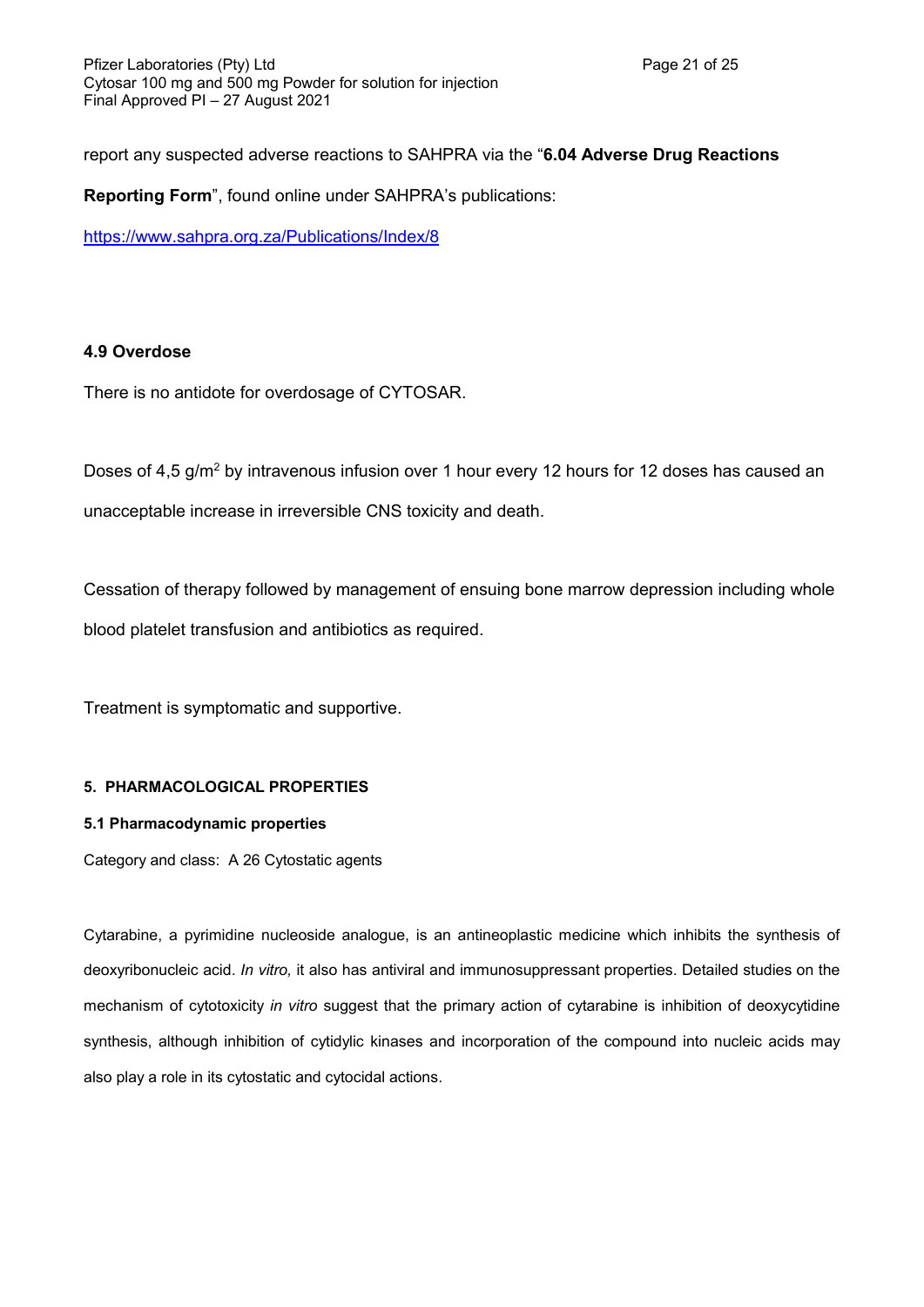report any suspected adverse reactions to SAHPRA via the "**6.04 Adverse Drug Reactions Reporting Form**", found online under SAHPRA's publications:

https://www.sahpra.org.za/Publications/Index/8

### 4.9 Overdose

There is no antidote for overdosage of CYTOSAR.

Doses of 4,5 g/m$^2$ by intravenous infusion over 1 hour every 12 hours for 12 doses has caused an unacceptable increase in irreversible CNS toxicity and death.

Cessation of therapy followed by management of ensuing bone marrow depression including whole blood platelet transfusion and antibiotics as required.

Treatment is symptomatic and supportive.

## 5. PHARMACOLOGICAL PROPERTIES

### 5.1 Pharmacodynamic properties

Category and class: A 26 Cytostatic agents

Cytarabine, a pyrimidine nucleoside analogue, is an antineoplastic medicine which inhibits the synthesis of deoxyribonucleic acid. *In vitro,* it also has antiviral and immunosuppressant properties. Detailed studies on the mechanism of cytotoxicity *in vitro* suggest that the primary action of cytarabine is inhibition of deoxycytidine synthesis, although inhibition of cytidylic kinases and incorporation of the compound into nucleic acids may also play a role in its cytostatic and cytocidal actions.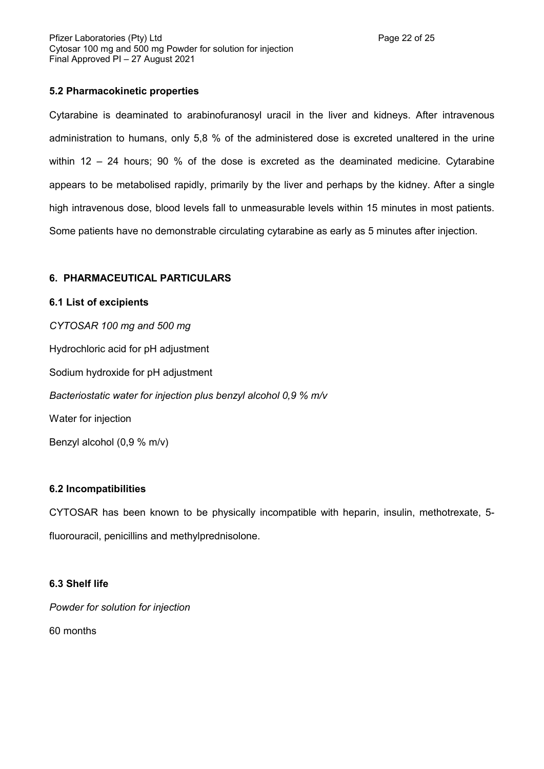## 5.2 Pharmacokinetic properties

Cytarabine is deaminated to arabinofuranosyl uracil in the liver and kidneys. After intravenous administration to humans, only 5,8 % of the administered dose is excreted unaltered in the urine within 12 – 24 hours; 90 % of the dose is excreted as the deaminated medicine. Cytarabine appears to be metabolised rapidly, primarily by the liver and perhaps by the kidney. After a single high intravenous dose, blood levels fall to unmeasurable levels within 15 minutes in most patients. Some patients have no demonstrable circulating cytarabine as early as 5 minutes after injection.

## 6. PHARMACEUTICAL PARTICULARS

### 6.1 List of excipients

*CYTOSAR 100 mg and 500 mg*

Hydrochloric acid for pH adjustment

Sodium hydroxide for pH adjustment

*Bacteriostatic water for injection plus benzyl alcohol 0,9 % m/v*

Water for injection

Benzyl alcohol (0,9 % m/v)

### 6.2 Incompatibilities

CYTOSAR has been known to be physically incompatible with heparin, insulin, methotrexate, 5-fluorouracil, penicillins and methylprednisolone.

### 6.3 Shelf life

*Powder for solution for injection*

60 months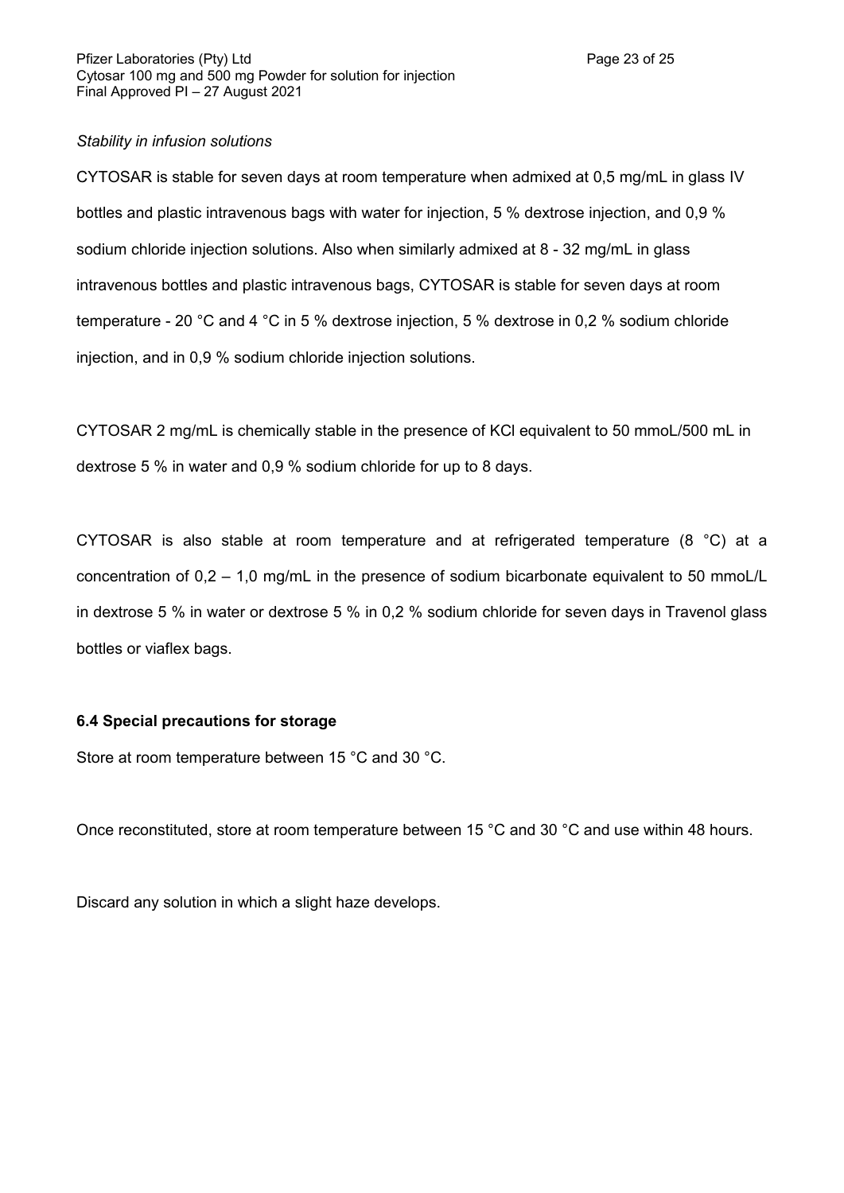*Stability in infusion solutions*

CYTOSAR is stable for seven days at room temperature when admixed at 0,5 mg/mL in glass IV bottles and plastic intravenous bags with water for injection, 5 % dextrose injection, and 0,9 % sodium chloride injection solutions. Also when similarly admixed at 8 - 32 mg/mL in glass intravenous bottles and plastic intravenous bags, CYTOSAR is stable for seven days at room temperature - 20 °C and 4 °C in 5 % dextrose injection, 5 % dextrose in 0,2 % sodium chloride injection, and in 0,9 % sodium chloride injection solutions.

CYTOSAR 2 mg/mL is chemically stable in the presence of KCl equivalent to 50 mmoL/500 mL in dextrose 5 % in water and 0,9 % sodium chloride for up to 8 days.

CYTOSAR is also stable at room temperature and at refrigerated temperature (8 °C) at a concentration of 0,2 – 1,0 mg/mL in the presence of sodium bicarbonate equivalent to 50 mmoL/L in dextrose 5 % in water or dextrose 5 % in 0,2 % sodium chloride for seven days in Travenol glass bottles or viaflex bags.

**6.4 Special precautions for storage**

Store at room temperature between 15 °C and 30 °C.

Once reconstituted, store at room temperature between 15 °C and 30 °C and use within 48 hours.

Discard any solution in which a slight haze develops.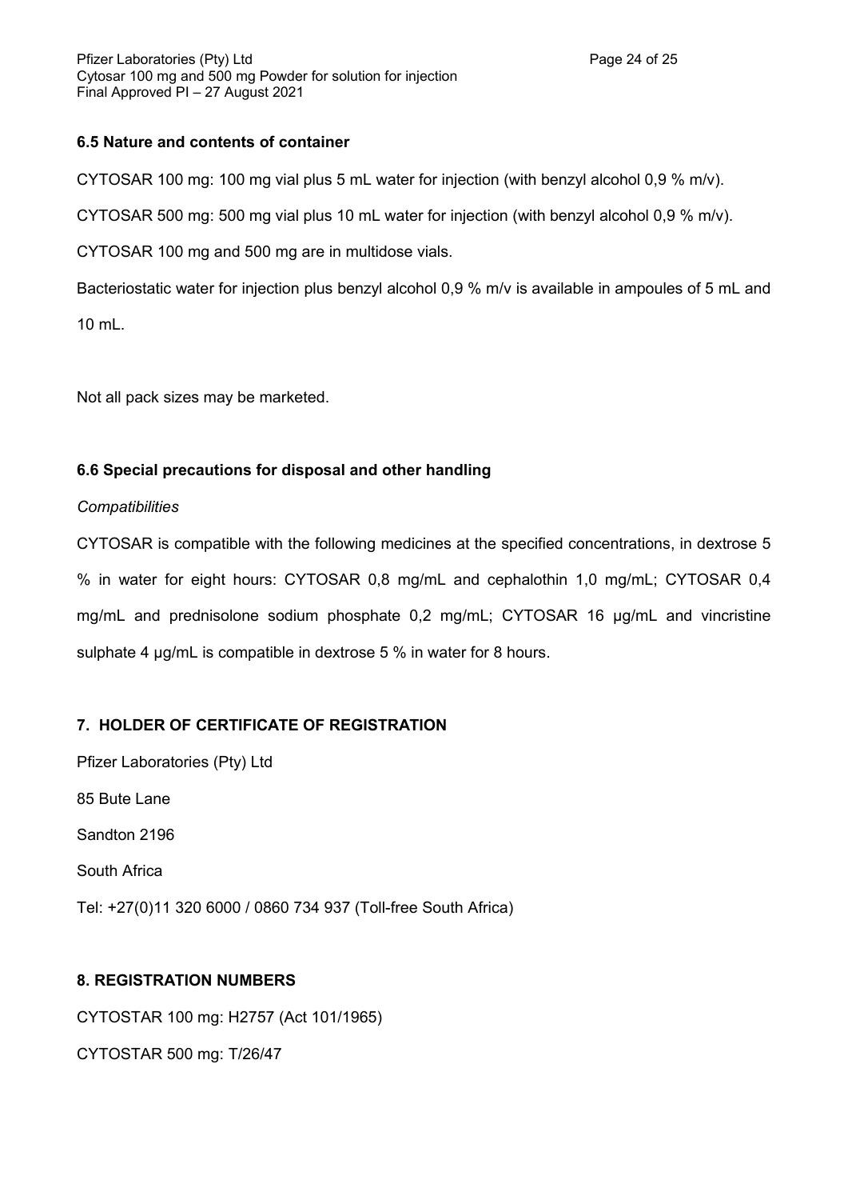### 6.5 Nature and contents of container

CYTOSAR 100 mg: 100 mg vial plus 5 mL water for injection (with benzyl alcohol 0,9 % m/v).

CYTOSAR 500 mg: 500 mg vial plus 10 mL water for injection (with benzyl alcohol 0,9 % m/v).

CYTOSAR 100 mg and 500 mg are in multidose vials.

Bacteriostatic water for injection plus benzyl alcohol 0,9 % m/v is available in ampoules of 5 mL and 10 mL.

Not all pack sizes may be marketed.

### 6.6 Special precautions for disposal and other handling

*Compatibilities*

CYTOSAR is compatible with the following medicines at the specified concentrations, in dextrose 5 % in water for eight hours: CYTOSAR 0,8 mg/mL and cephalothin 1,0 mg/mL; CYTOSAR 0,4 mg/mL and prednisolone sodium phosphate 0,2 mg/mL; CYTOSAR 16 µg/mL and vincristine sulphate 4 µg/mL is compatible in dextrose 5 % in water for 8 hours.

## 7. HOLDER OF CERTIFICATE OF REGISTRATION

Pfizer Laboratories (Pty) Ltd

85 Bute Lane

Sandton 2196

South Africa

Tel: +27(0)11 320 6000 / 0860 734 937 (Toll-free South Africa)

## 8. REGISTRATION NUMBERS

CYTOSTAR 100 mg: H2757 (Act 101/1965)

CYTOSTAR 500 mg: T/26/47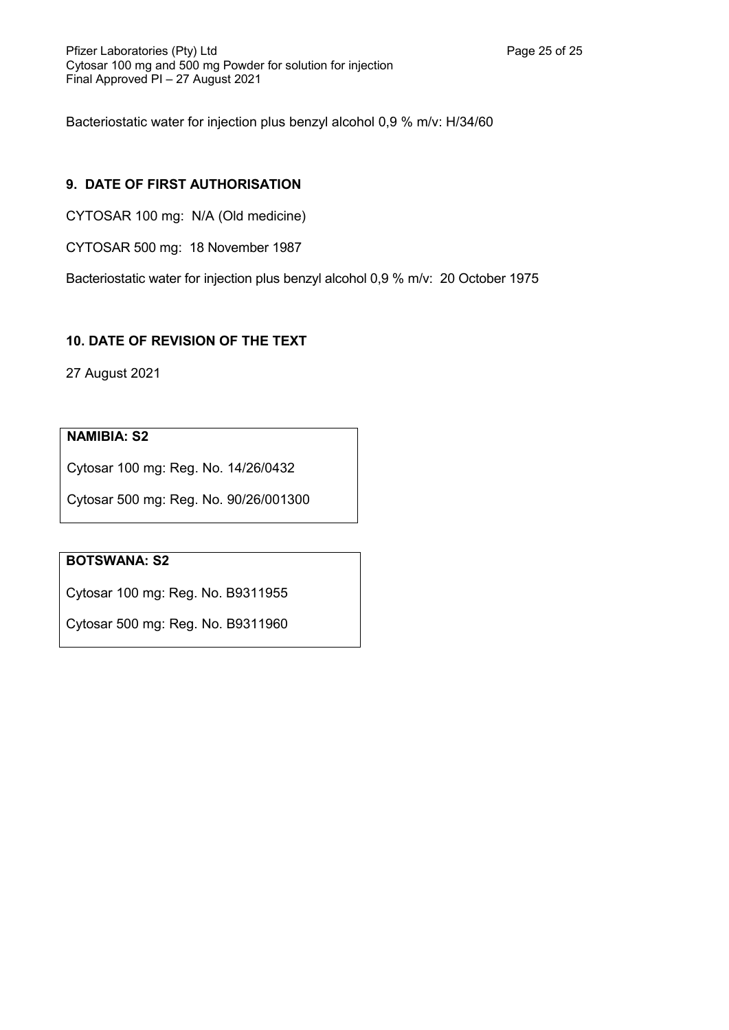Bacteriostatic water for injection plus benzyl alcohol 0,9 % m/v: H/34/60

## 9. DATE OF FIRST AUTHORISATION

CYTOSAR 100 mg: N/A (Old medicine)

CYTOSAR 500 mg: 18 November 1987

Bacteriostatic water for injection plus benzyl alcohol 0,9 % m/v: 20 October 1975

## 10. DATE OF REVISION OF THE TEXT

27 August 2021

**NAMIBIA: S2**

Cytosar 100 mg: Reg. No. 14/26/0432

Cytosar 500 mg: Reg. No. 90/26/001300

**BOTSWANA: S2**

Cytosar 100 mg: Reg. No. B9311955

Cytosar 500 mg: Reg. No. B9311960